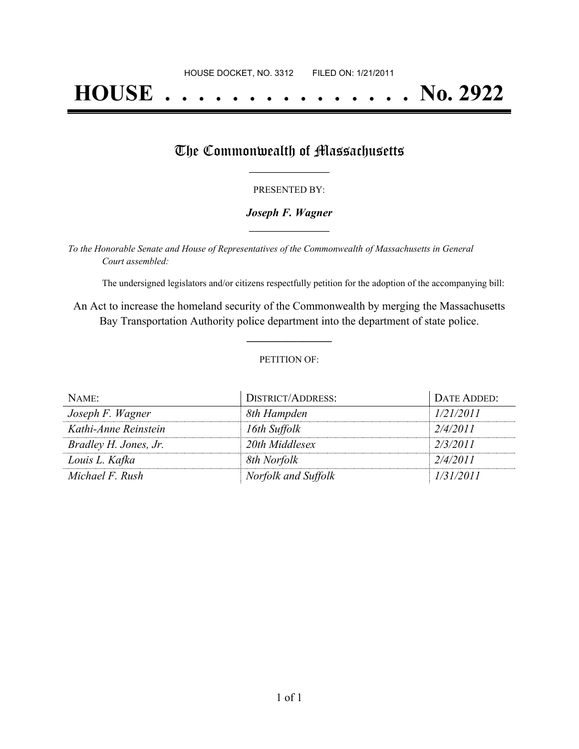HOUSE DOCKET, NO. 3312 FILED ON: 1/21/2011

# HOUSE . . . . . . . . . . . . . . . No. 2922

## The Commonwealth of Massachusetts

PRESENTED BY:

***Joseph F. Wagner***

*To the Honorable Senate and House of Representatives of the Commonwealth of Massachusetts in General Court assembled:*

The undersigned legislators and/or citizens respectfully petition for the adoption of the accompanying bill:

An Act to increase the homeland security of the Commonwealth by merging the Massachusetts Bay Transportation Authority police department into the department of state police.

PETITION OF:

| NAME: | DISTRICT/ADDRESS: | DATE ADDED: |
| --- | --- | --- |
| *Joseph F. Wagner* | *8th Hampden* | *1/21/2011* |
| *Kathi-Anne Reinstein* | *16th Suffolk* | *2/4/2011* |
| *Bradley H. Jones, Jr.* | *20th Middlesex* | *2/3/2011* |
| *Louis L. Kafka* | *8th Norfolk* | *2/4/2011* |
| *Michael F. Rush* | *Norfolk and Suffolk* | *1/31/2011* |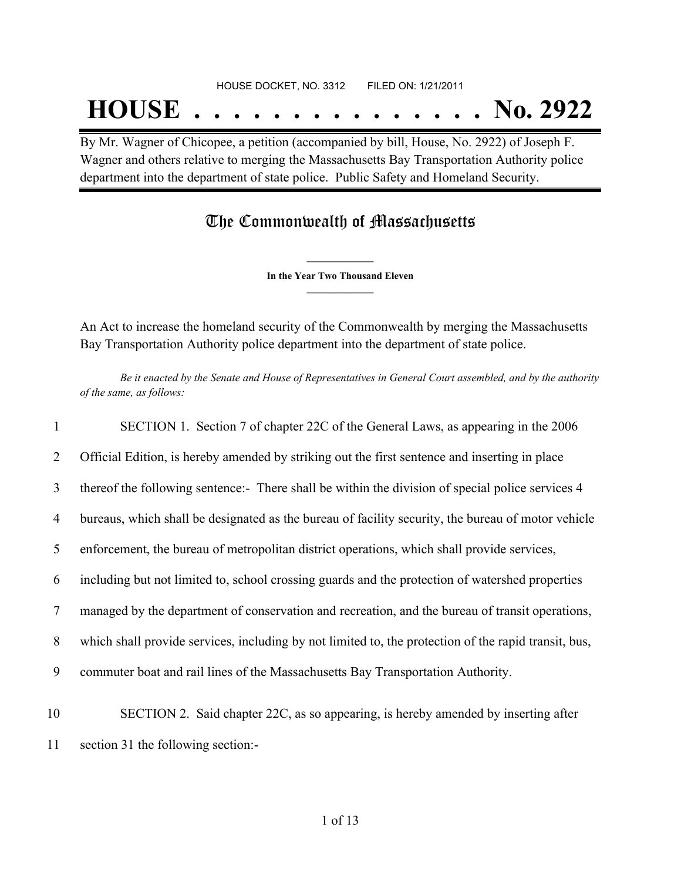HOUSE DOCKET, NO. 3312        FILED ON: 1/21/2011

# HOUSE . . . . . . . . . . . . . . . No. 2922

By Mr. Wagner of Chicopee, a petition (accompanied by bill, House, No. 2922) of Joseph F. Wagner and others relative to merging the Massachusetts Bay Transportation Authority police department into the department of state police. Public Safety and Homeland Security.

## The Commonwealth of Massachusetts

**In the Year Two Thousand Eleven**

An Act to increase the homeland security of the Commonwealth by merging the Massachusetts Bay Transportation Authority police department into the department of state police.

*Be it enacted by the Senate and House of Representatives in General Court assembled, and by the authority of the same, as follows:*

1 SECTION 1. Section 7 of chapter 22C of the General Laws, as appearing in the 2006
2 Official Edition, is hereby amended by striking out the first sentence and inserting in place
3 thereof the following sentence:- There shall be within the division of special police services 4
4 bureaus, which shall be designated as the bureau of facility security, the bureau of motor vehicle
5 enforcement, the bureau of metropolitan district operations, which shall provide services,
6 including but not limited to, school crossing guards and the protection of watershed properties
7 managed by the department of conservation and recreation, and the bureau of transit operations,
8 which shall provide services, including by not limited to, the protection of the rapid transit, bus,
9 commuter boat and rail lines of the Massachusetts Bay Transportation Authority.

10 SECTION 2. Said chapter 22C, as so appearing, is hereby amended by inserting after
11 section 31 the following section:-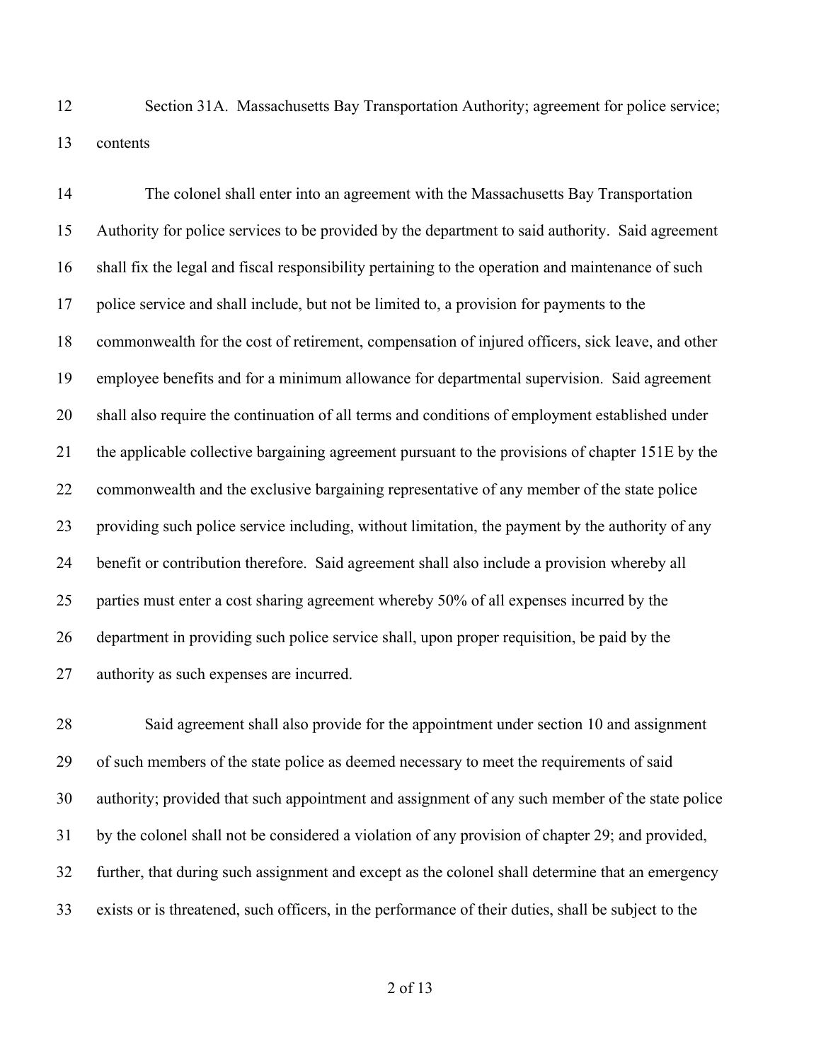Section 31A. Massachusetts Bay Transportation Authority; agreement for police service; contents

The colonel shall enter into an agreement with the Massachusetts Bay Transportation Authority for police services to be provided by the department to said authority. Said agreement shall fix the legal and fiscal responsibility pertaining to the operation and maintenance of such police service and shall include, but not be limited to, a provision for payments to the commonwealth for the cost of retirement, compensation of injured officers, sick leave, and other employee benefits and for a minimum allowance for departmental supervision. Said agreement shall also require the continuation of all terms and conditions of employment established under the applicable collective bargaining agreement pursuant to the provisions of chapter 151E by the commonwealth and the exclusive bargaining representative of any member of the state police providing such police service including, without limitation, the payment by the authority of any benefit or contribution therefore. Said agreement shall also include a provision whereby all parties must enter a cost sharing agreement whereby 50% of all expenses incurred by the department in providing such police service shall, upon proper requisition, be paid by the authority as such expenses are incurred.

Said agreement shall also provide for the appointment under section 10 and assignment of such members of the state police as deemed necessary to meet the requirements of said authority; provided that such appointment and assignment of any such member of the state police by the colonel shall not be considered a violation of any provision of chapter 29; and provided, further, that during such assignment and except as the colonel shall determine that an emergency exists or is threatened, such officers, in the performance of their duties, shall be subject to the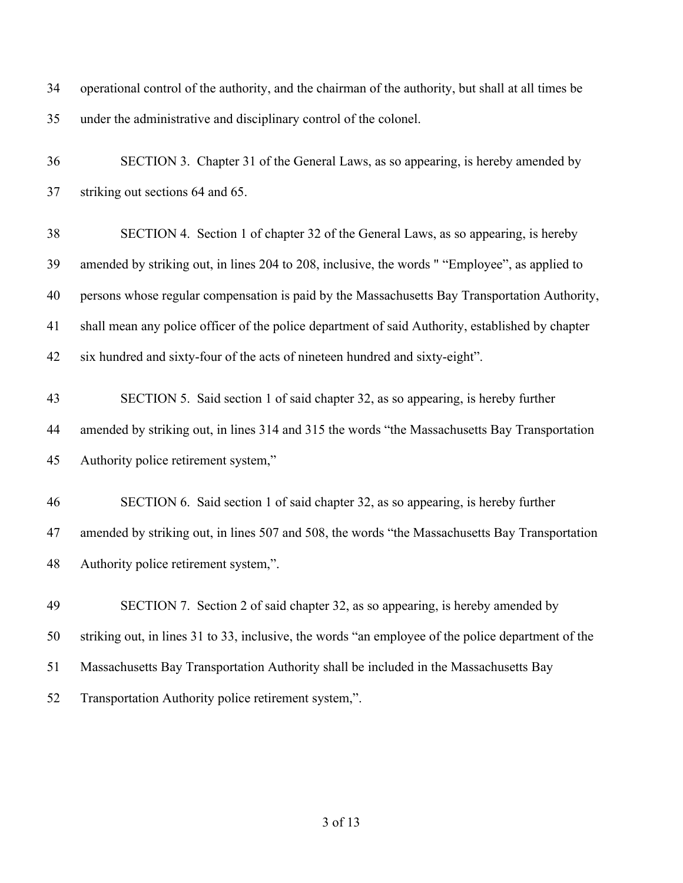operational control of the authority, and the chairman of the authority, but shall at all times be under the administrative and disciplinary control of the colonel.

SECTION 3. Chapter 31 of the General Laws, as so appearing, is hereby amended by striking out sections 64 and 65.

SECTION 4. Section 1 of chapter 32 of the General Laws, as so appearing, is hereby amended by striking out, in lines 204 to 208, inclusive, the words " “Employee”, as applied to persons whose regular compensation is paid by the Massachusetts Bay Transportation Authority, shall mean any police officer of the police department of said Authority, established by chapter six hundred and sixty-four of the acts of nineteen hundred and sixty-eight”.

SECTION 5. Said section 1 of said chapter 32, as so appearing, is hereby further amended by striking out, in lines 314 and 315 the words “the Massachusetts Bay Transportation Authority police retirement system,”

SECTION 6. Said section 1 of said chapter 32, as so appearing, is hereby further amended by striking out, in lines 507 and 508, the words “the Massachusetts Bay Transportation Authority police retirement system,”.

SECTION 7. Section 2 of said chapter 32, as so appearing, is hereby amended by striking out, in lines 31 to 33, inclusive, the words “an employee of the police department of the Massachusetts Bay Transportation Authority shall be included in the Massachusetts Bay Transportation Authority police retirement system,”.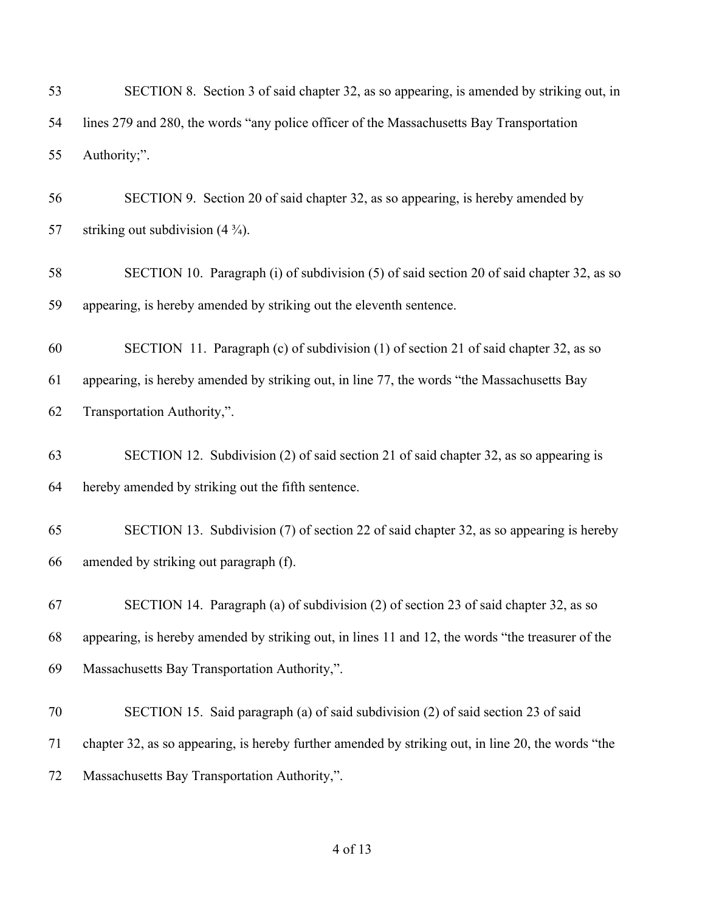SECTION 8. Section 3 of said chapter 32, as so appearing, is amended by striking out, in lines 279 and 280, the words "any police officer of the Massachusetts Bay Transportation Authority;".

SECTION 9. Section 20 of said chapter 32, as so appearing, is hereby amended by striking out subdivision (4 ¾).

SECTION 10. Paragraph (i) of subdivision (5) of said section 20 of said chapter 32, as so appearing, is hereby amended by striking out the eleventh sentence.

SECTION 11. Paragraph (c) of subdivision (1) of section 21 of said chapter 32, as so appearing, is hereby amended by striking out, in line 77, the words "the Massachusetts Bay Transportation Authority,".

SECTION 12. Subdivision (2) of said section 21 of said chapter 32, as so appearing is hereby amended by striking out the fifth sentence.

SECTION 13. Subdivision (7) of section 22 of said chapter 32, as so appearing is hereby amended by striking out paragraph (f).

SECTION 14. Paragraph (a) of subdivision (2) of section 23 of said chapter 32, as so appearing, is hereby amended by striking out, in lines 11 and 12, the words "the treasurer of the Massachusetts Bay Transportation Authority,".

SECTION 15. Said paragraph (a) of said subdivision (2) of said section 23 of said chapter 32, as so appearing, is hereby further amended by striking out, in line 20, the words "the Massachusetts Bay Transportation Authority,".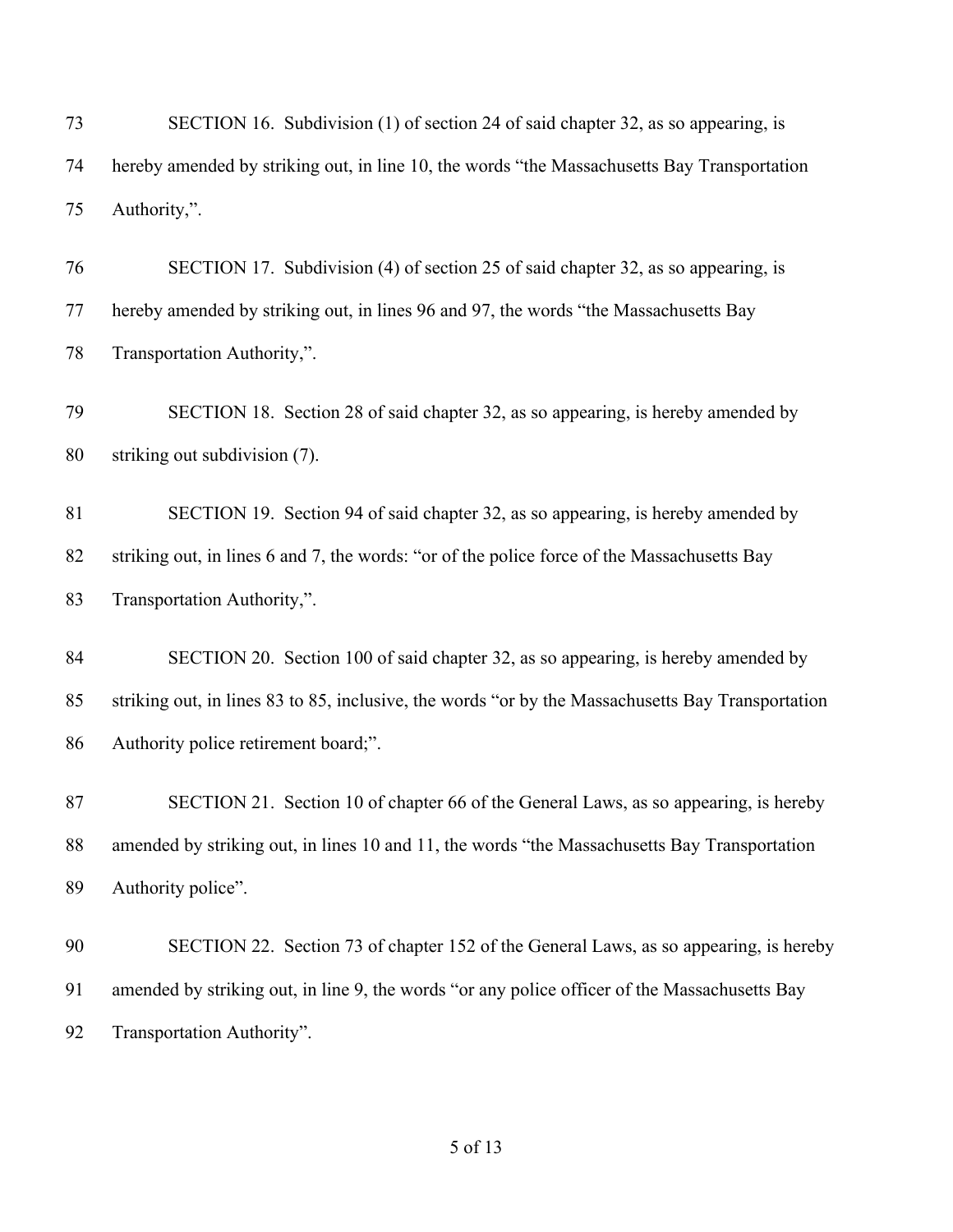SECTION 16. Subdivision (1) of section 24 of said chapter 32, as so appearing, is hereby amended by striking out, in line 10, the words "the Massachusetts Bay Transportation Authority,".

SECTION 17. Subdivision (4) of section 25 of said chapter 32, as so appearing, is hereby amended by striking out, in lines 96 and 97, the words "the Massachusetts Bay Transportation Authority,".

SECTION 18. Section 28 of said chapter 32, as so appearing, is hereby amended by striking out subdivision (7).

SECTION 19. Section 94 of said chapter 32, as so appearing, is hereby amended by striking out, in lines 6 and 7, the words: "or of the police force of the Massachusetts Bay Transportation Authority,".

SECTION 20. Section 100 of said chapter 32, as so appearing, is hereby amended by striking out, in lines 83 to 85, inclusive, the words "or by the Massachusetts Bay Transportation Authority police retirement board;".

SECTION 21. Section 10 of chapter 66 of the General Laws, as so appearing, is hereby amended by striking out, in lines 10 and 11, the words "the Massachusetts Bay Transportation Authority police".

SECTION 22. Section 73 of chapter 152 of the General Laws, as so appearing, is hereby amended by striking out, in line 9, the words "or any police officer of the Massachusetts Bay Transportation Authority".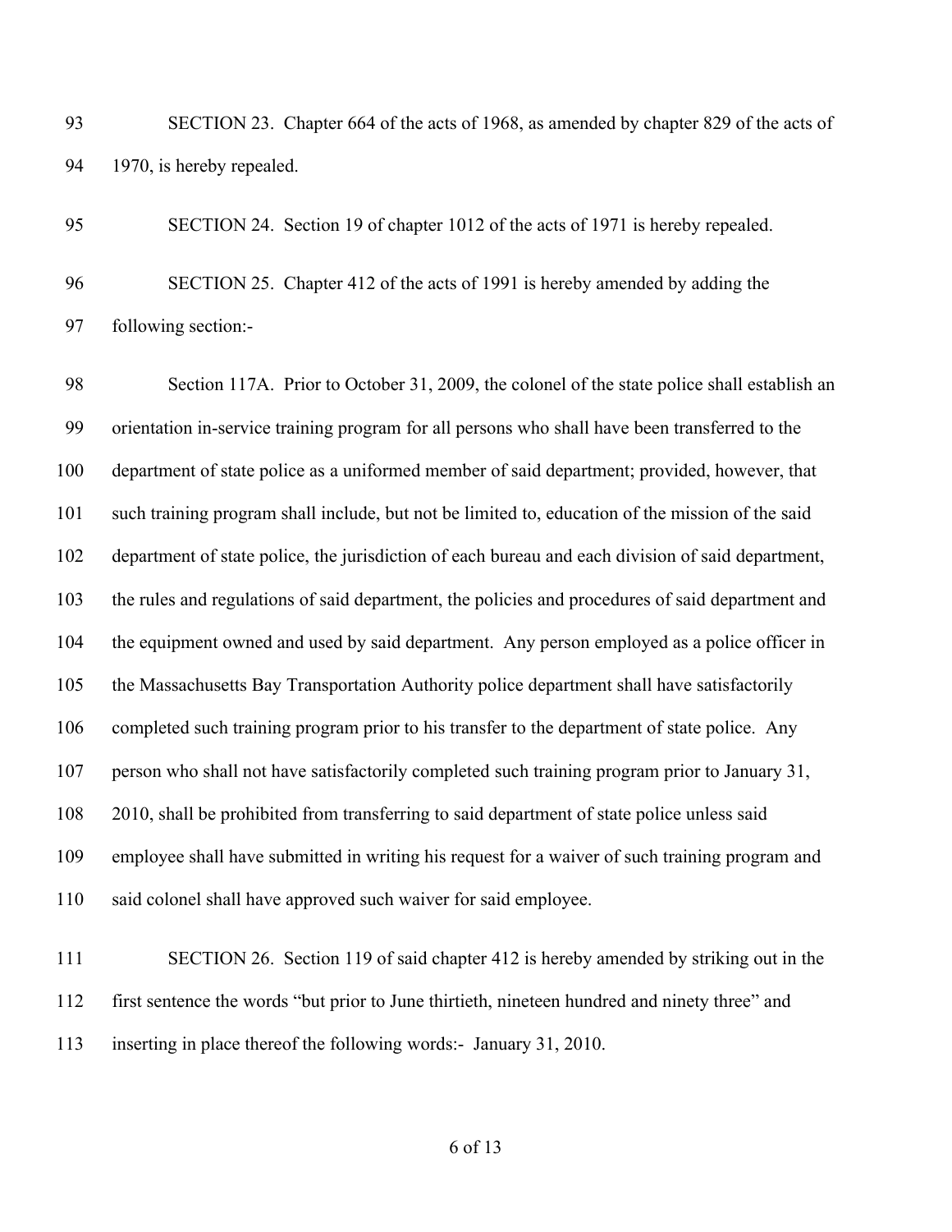SECTION 23. Chapter 664 of the acts of 1968, as amended by chapter 829 of the acts of 1970, is hereby repealed.

SECTION 24. Section 19 of chapter 1012 of the acts of 1971 is hereby repealed.

SECTION 25. Chapter 412 of the acts of 1991 is hereby amended by adding the following section:-

Section 117A. Prior to October 31, 2009, the colonel of the state police shall establish an orientation in-service training program for all persons who shall have been transferred to the department of state police as a uniformed member of said department; provided, however, that such training program shall include, but not be limited to, education of the mission of the said department of state police, the jurisdiction of each bureau and each division of said department, the rules and regulations of said department, the policies and procedures of said department and the equipment owned and used by said department. Any person employed as a police officer in the Massachusetts Bay Transportation Authority police department shall have satisfactorily completed such training program prior to his transfer to the department of state police. Any person who shall not have satisfactorily completed such training program prior to January 31, 2010, shall be prohibited from transferring to said department of state police unless said employee shall have submitted in writing his request for a waiver of such training program and said colonel shall have approved such waiver for said employee.

SECTION 26. Section 119 of said chapter 412 is hereby amended by striking out in the first sentence the words "but prior to June thirtieth, nineteen hundred and ninety three" and inserting in place thereof the following words:- January 31, 2010.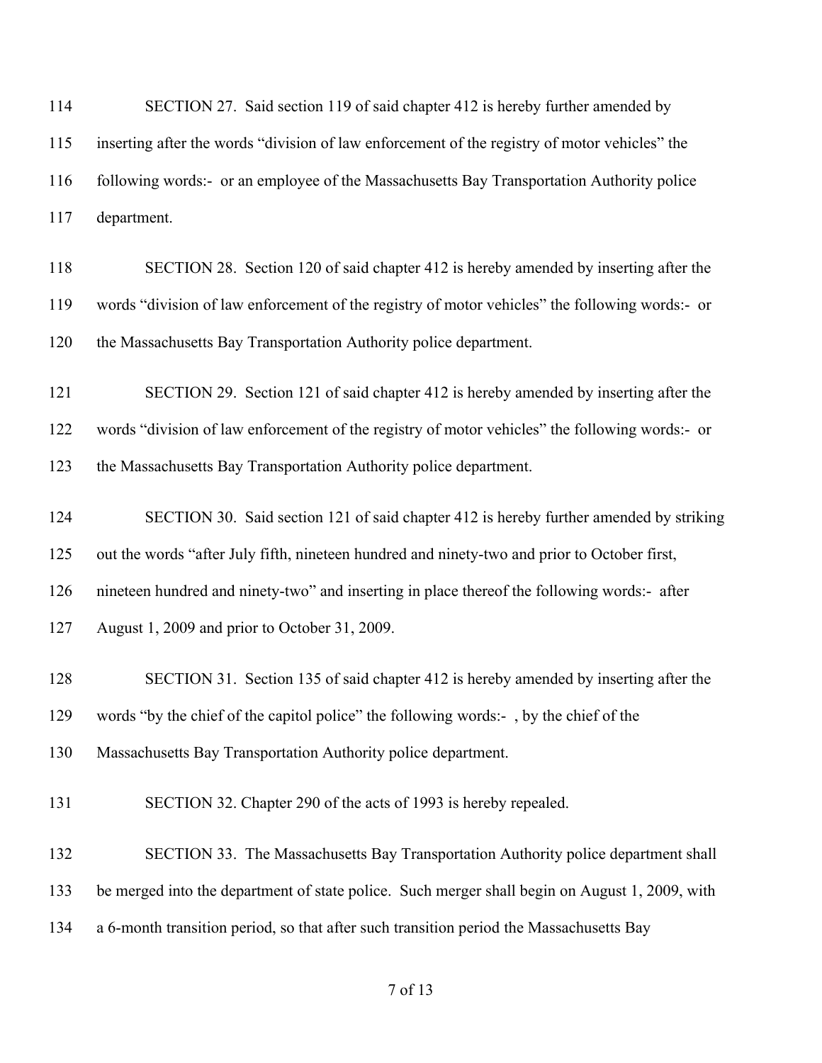SECTION 27. Said section 119 of said chapter 412 is hereby further amended by inserting after the words "division of law enforcement of the registry of motor vehicles" the following words:- or an employee of the Massachusetts Bay Transportation Authority police department.

SECTION 28. Section 120 of said chapter 412 is hereby amended by inserting after the words "division of law enforcement of the registry of motor vehicles" the following words:- or the Massachusetts Bay Transportation Authority police department.

SECTION 29. Section 121 of said chapter 412 is hereby amended by inserting after the words "division of law enforcement of the registry of motor vehicles" the following words:- or the Massachusetts Bay Transportation Authority police department.

SECTION 30. Said section 121 of said chapter 412 is hereby further amended by striking out the words "after July fifth, nineteen hundred and ninety-two and prior to October first, nineteen hundred and ninety-two" and inserting in place thereof the following words:- after August 1, 2009 and prior to October 31, 2009.

SECTION 31. Section 135 of said chapter 412 is hereby amended by inserting after the words "by the chief of the capitol police" the following words:- , by the chief of the Massachusetts Bay Transportation Authority police department.

SECTION 32. Chapter 290 of the acts of 1993 is hereby repealed.

SECTION 33. The Massachusetts Bay Transportation Authority police department shall be merged into the department of state police. Such merger shall begin on August 1, 2009, with a 6-month transition period, so that after such transition period the Massachusetts Bay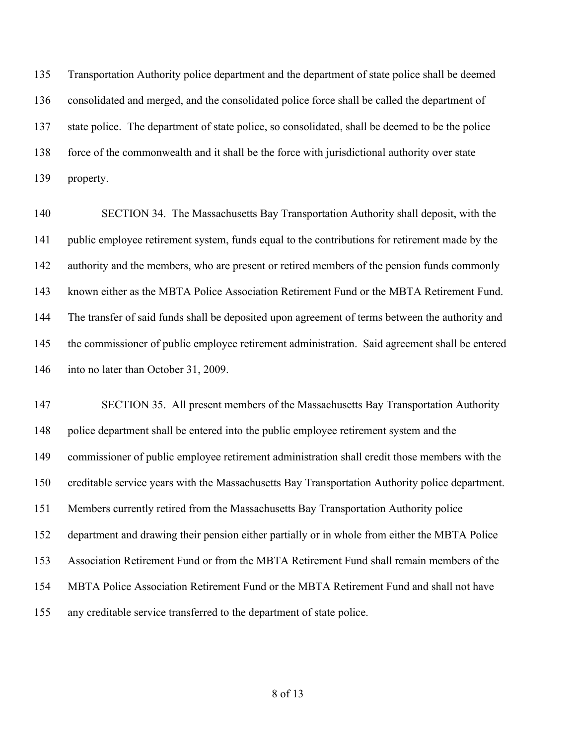Transportation Authority police department and the department of state police shall be deemed consolidated and merged, and the consolidated police force shall be called the department of state police. The department of state police, so consolidated, shall be deemed to be the police force of the commonwealth and it shall be the force with jurisdictional authority over state property.

SECTION 34. The Massachusetts Bay Transportation Authority shall deposit, with the public employee retirement system, funds equal to the contributions for retirement made by the authority and the members, who are present or retired members of the pension funds commonly known either as the MBTA Police Association Retirement Fund or the MBTA Retirement Fund. The transfer of said funds shall be deposited upon agreement of terms between the authority and the commissioner of public employee retirement administration. Said agreement shall be entered into no later than October 31, 2009.

SECTION 35. All present members of the Massachusetts Bay Transportation Authority police department shall be entered into the public employee retirement system and the commissioner of public employee retirement administration shall credit those members with the creditable service years with the Massachusetts Bay Transportation Authority police department. Members currently retired from the Massachusetts Bay Transportation Authority police department and drawing their pension either partially or in whole from either the MBTA Police Association Retirement Fund or from the MBTA Retirement Fund shall remain members of the MBTA Police Association Retirement Fund or the MBTA Retirement Fund and shall not have any creditable service transferred to the department of state police.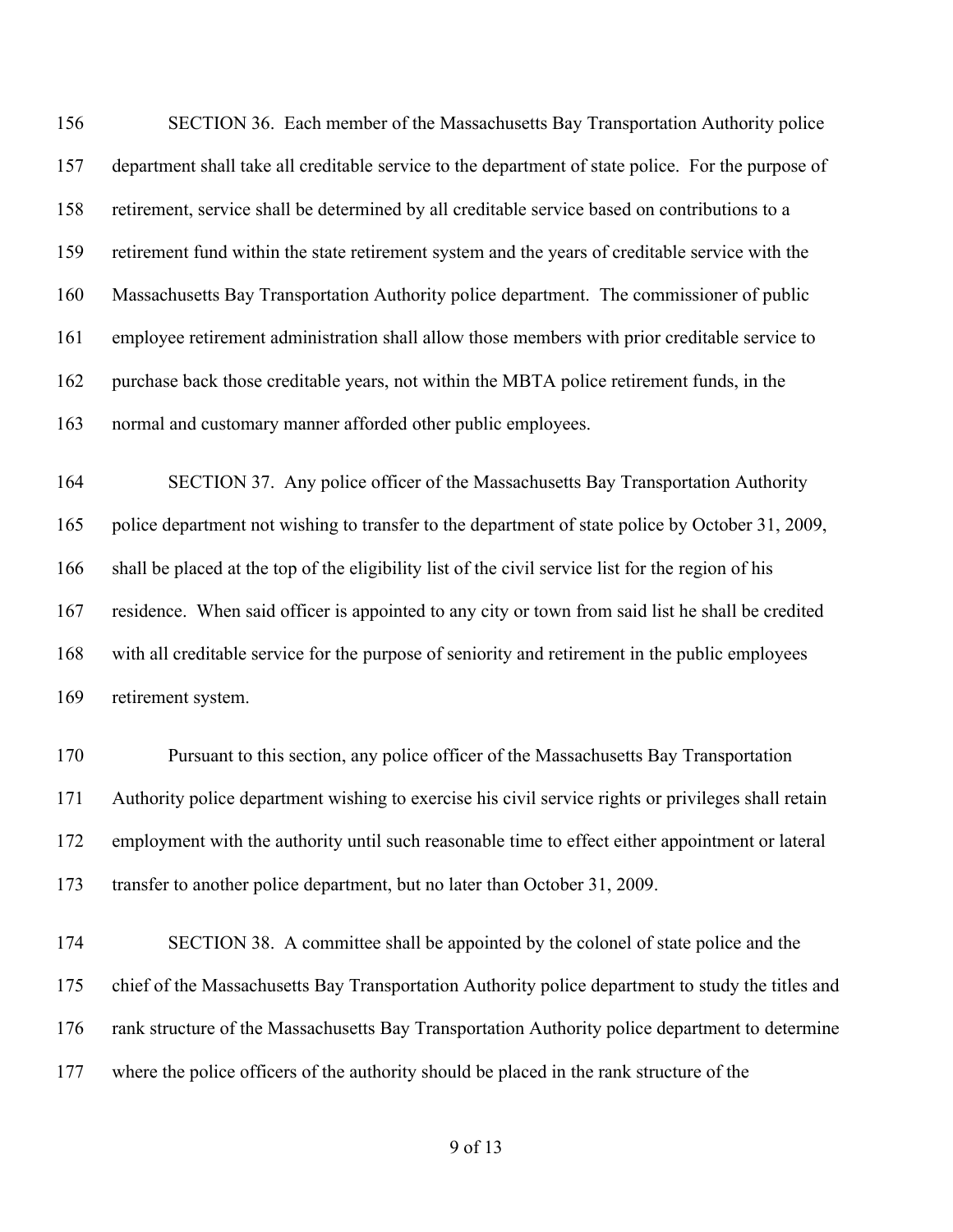SECTION 36. Each member of the Massachusetts Bay Transportation Authority police department shall take all creditable service to the department of state police. For the purpose of retirement, service shall be determined by all creditable service based on contributions to a retirement fund within the state retirement system and the years of creditable service with the Massachusetts Bay Transportation Authority police department. The commissioner of public employee retirement administration shall allow those members with prior creditable service to purchase back those creditable years, not within the MBTA police retirement funds, in the normal and customary manner afforded other public employees.

SECTION 37. Any police officer of the Massachusetts Bay Transportation Authority police department not wishing to transfer to the department of state police by October 31, 2009, shall be placed at the top of the eligibility list of the civil service list for the region of his residence. When said officer is appointed to any city or town from said list he shall be credited with all creditable service for the purpose of seniority and retirement in the public employees retirement system.

Pursuant to this section, any police officer of the Massachusetts Bay Transportation Authority police department wishing to exercise his civil service rights or privileges shall retain employment with the authority until such reasonable time to effect either appointment or lateral transfer to another police department, but no later than October 31, 2009.

SECTION 38. A committee shall be appointed by the colonel of state police and the chief of the Massachusetts Bay Transportation Authority police department to study the titles and rank structure of the Massachusetts Bay Transportation Authority police department to determine where the police officers of the authority should be placed in the rank structure of the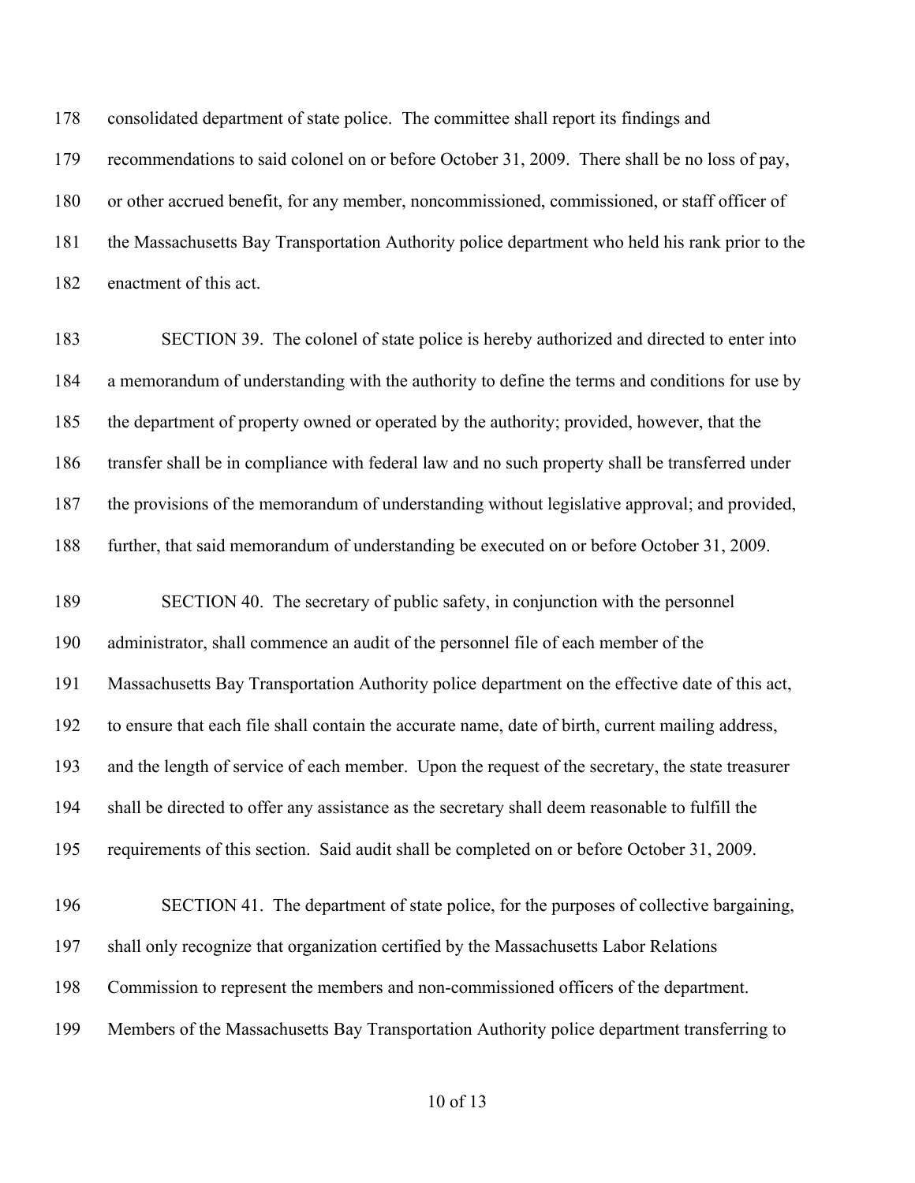consolidated department of state police. The committee shall report its findings and recommendations to said colonel on or before October 31, 2009. There shall be no loss of pay, or other accrued benefit, for any member, noncommissioned, commissioned, or staff officer of the Massachusetts Bay Transportation Authority police department who held his rank prior to the enactment of this act.

SECTION 39. The colonel of state police is hereby authorized and directed to enter into a memorandum of understanding with the authority to define the terms and conditions for use by the department of property owned or operated by the authority; provided, however, that the transfer shall be in compliance with federal law and no such property shall be transferred under the provisions of the memorandum of understanding without legislative approval; and provided, further, that said memorandum of understanding be executed on or before October 31, 2009.

SECTION 40. The secretary of public safety, in conjunction with the personnel administrator, shall commence an audit of the personnel file of each member of the Massachusetts Bay Transportation Authority police department on the effective date of this act, to ensure that each file shall contain the accurate name, date of birth, current mailing address, and the length of service of each member. Upon the request of the secretary, the state treasurer shall be directed to offer any assistance as the secretary shall deem reasonable to fulfill the requirements of this section. Said audit shall be completed on or before October 31, 2009.

SECTION 41. The department of state police, for the purposes of collective bargaining, shall only recognize that organization certified by the Massachusetts Labor Relations Commission to represent the members and non-commissioned officers of the department. Members of the Massachusetts Bay Transportation Authority police department transferring to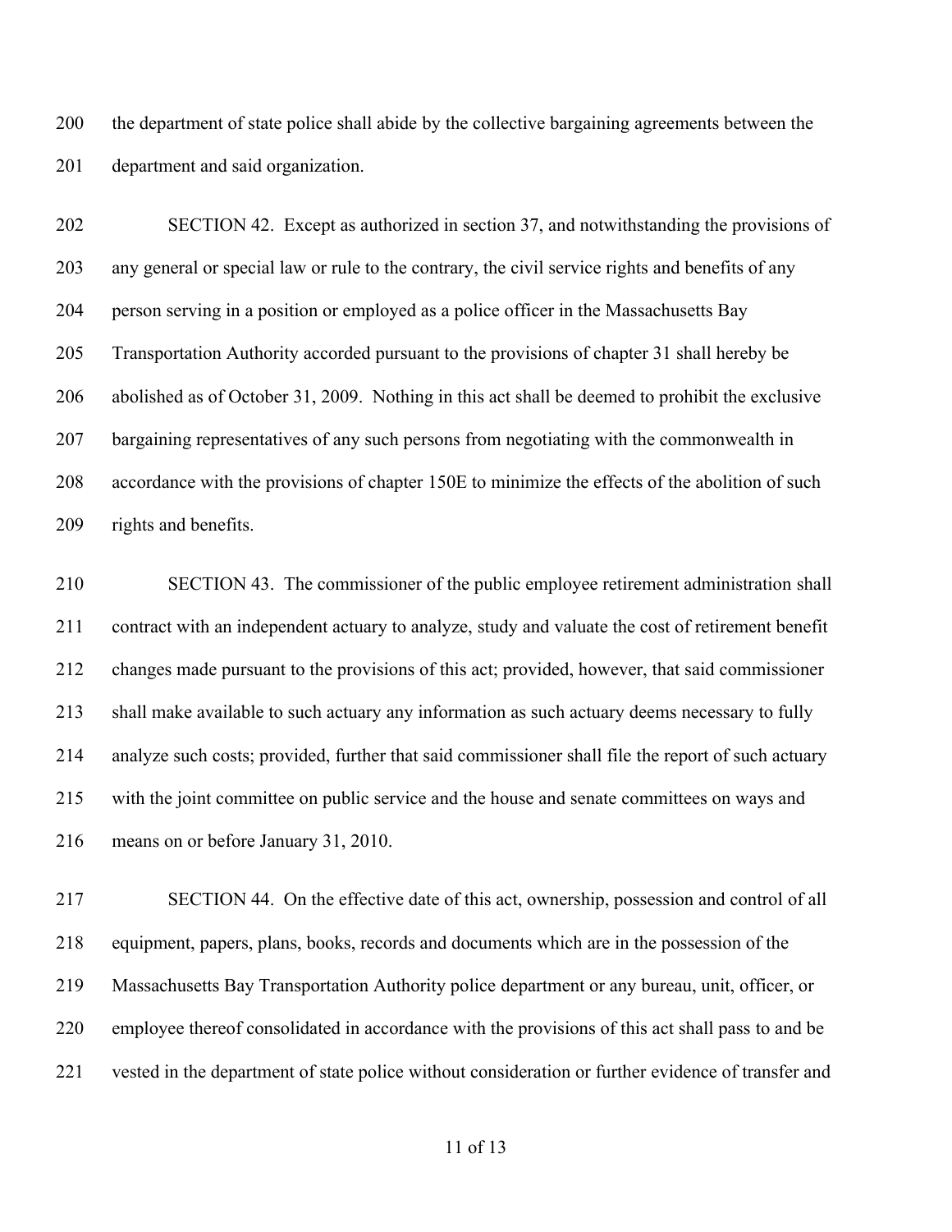the department of state police shall abide by the collective bargaining agreements between the department and said organization.

SECTION 42. Except as authorized in section 37, and notwithstanding the provisions of any general or special law or rule to the contrary, the civil service rights and benefits of any person serving in a position or employed as a police officer in the Massachusetts Bay Transportation Authority accorded pursuant to the provisions of chapter 31 shall hereby be abolished as of October 31, 2009. Nothing in this act shall be deemed to prohibit the exclusive bargaining representatives of any such persons from negotiating with the commonwealth in accordance with the provisions of chapter 150E to minimize the effects of the abolition of such rights and benefits.

SECTION 43. The commissioner of the public employee retirement administration shall contract with an independent actuary to analyze, study and valuate the cost of retirement benefit changes made pursuant to the provisions of this act; provided, however, that said commissioner shall make available to such actuary any information as such actuary deems necessary to fully analyze such costs; provided, further that said commissioner shall file the report of such actuary with the joint committee on public service and the house and senate committees on ways and means on or before January 31, 2010.

SECTION 44. On the effective date of this act, ownership, possession and control of all equipment, papers, plans, books, records and documents which are in the possession of the Massachusetts Bay Transportation Authority police department or any bureau, unit, officer, or employee thereof consolidated in accordance with the provisions of this act shall pass to and be vested in the department of state police without consideration or further evidence of transfer and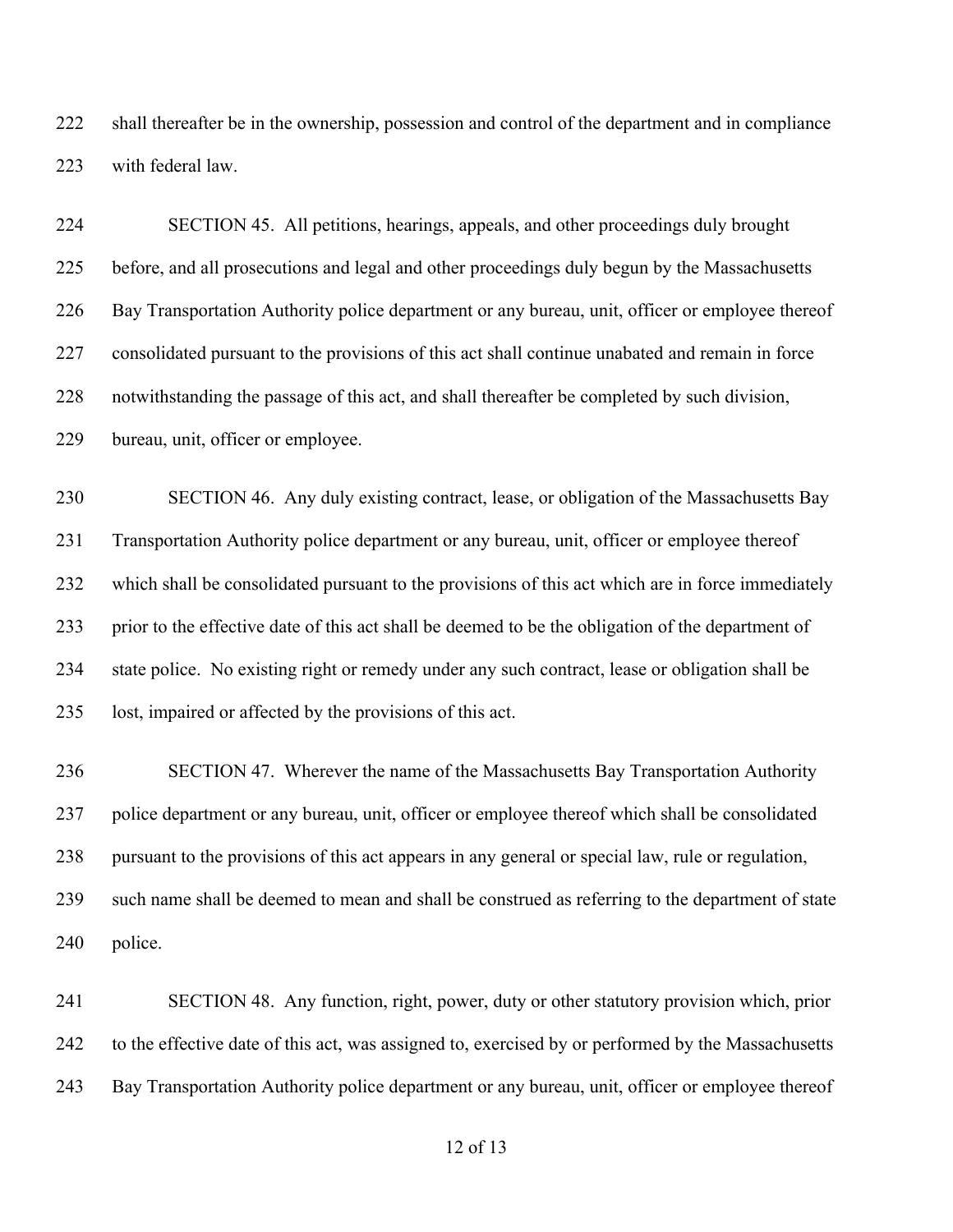shall thereafter be in the ownership, possession and control of the department and in compliance with federal law.

SECTION 45. All petitions, hearings, appeals, and other proceedings duly brought before, and all prosecutions and legal and other proceedings duly begun by the Massachusetts Bay Transportation Authority police department or any bureau, unit, officer or employee thereof consolidated pursuant to the provisions of this act shall continue unabated and remain in force notwithstanding the passage of this act, and shall thereafter be completed by such division, bureau, unit, officer or employee.

SECTION 46. Any duly existing contract, lease, or obligation of the Massachusetts Bay Transportation Authority police department or any bureau, unit, officer or employee thereof which shall be consolidated pursuant to the provisions of this act which are in force immediately prior to the effective date of this act shall be deemed to be the obligation of the department of state police. No existing right or remedy under any such contract, lease or obligation shall be lost, impaired or affected by the provisions of this act.

SECTION 47. Wherever the name of the Massachusetts Bay Transportation Authority police department or any bureau, unit, officer or employee thereof which shall be consolidated pursuant to the provisions of this act appears in any general or special law, rule or regulation, such name shall be deemed to mean and shall be construed as referring to the department of state police.

SECTION 48. Any function, right, power, duty or other statutory provision which, prior to the effective date of this act, was assigned to, exercised by or performed by the Massachusetts Bay Transportation Authority police department or any bureau, unit, officer or employee thereof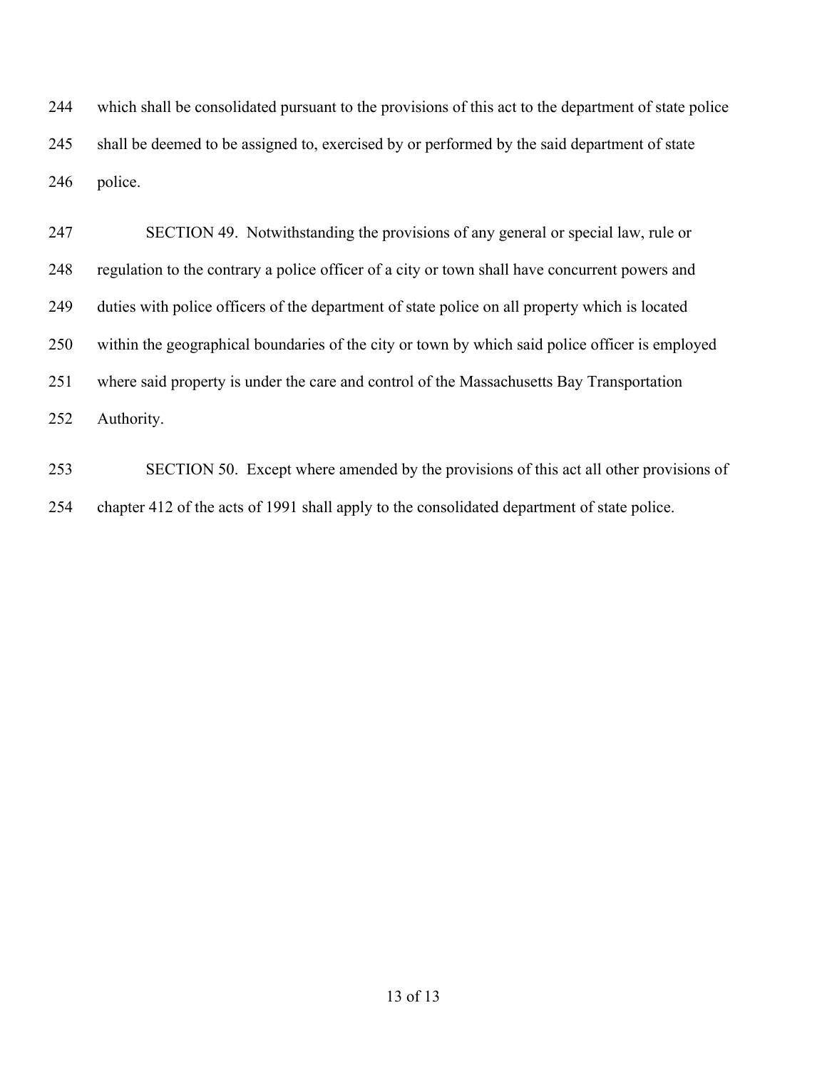which shall be consolidated pursuant to the provisions of this act to the department of state police shall be deemed to be assigned to, exercised by or performed by the said department of state police.

SECTION 49. Notwithstanding the provisions of any general or special law, rule or regulation to the contrary a police officer of a city or town shall have concurrent powers and duties with police officers of the department of state police on all property which is located within the geographical boundaries of the city or town by which said police officer is employed where said property is under the care and control of the Massachusetts Bay Transportation Authority.

SECTION 50. Except where amended by the provisions of this act all other provisions of chapter 412 of the acts of 1991 shall apply to the consolidated department of state police.